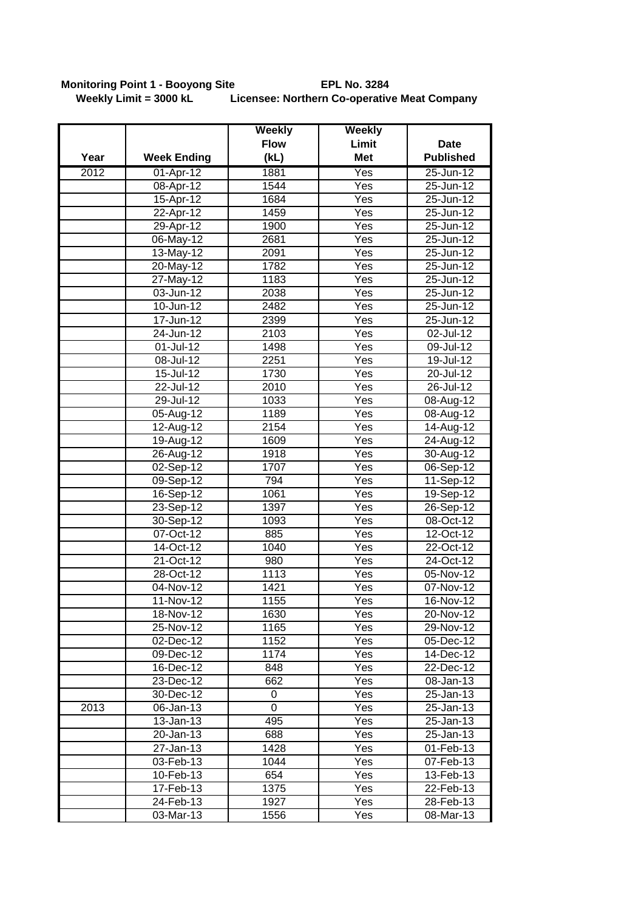**Monitoring Point 1 - Booyong Site** **EPL No. 3284**

**Weekly Limit = 3000 kL** **Licensee: Northern Co-operative Meat Company**

| Year | Week Ending | Weekly Flow (kL) | Weekly Limit Met | Date Published |
|---|---|---|---|---|
| 2012 | 01-Apr-12 | 1881 | Yes | 25-Jun-12 |
| | 08-Apr-12 | 1544 | Yes | 25-Jun-12 |
| | 15-Apr-12 | 1684 | Yes | 25-Jun-12 |
| | 22-Apr-12 | 1459 | Yes | 25-Jun-12 |
| | 29-Apr-12 | 1900 | Yes | 25-Jun-12 |
| | 06-May-12 | 2681 | Yes | 25-Jun-12 |
| | 13-May-12 | 2091 | Yes | 25-Jun-12 |
| | 20-May-12 | 1782 | Yes | 25-Jun-12 |
| | 27-May-12 | 1183 | Yes | 25-Jun-12 |
| | 03-Jun-12 | 2038 | Yes | 25-Jun-12 |
| | 10-Jun-12 | 2482 | Yes | 25-Jun-12 |
| | 17-Jun-12 | 2399 | Yes | 25-Jun-12 |
| | 24-Jun-12 | 2103 | Yes | 02-Jul-12 |
| | 01-Jul-12 | 1498 | Yes | 09-Jul-12 |
| | 08-Jul-12 | 2251 | Yes | 19-Jul-12 |
| | 15-Jul-12 | 1730 | Yes | 20-Jul-12 |
| | 22-Jul-12 | 2010 | Yes | 26-Jul-12 |
| | 29-Jul-12 | 1033 | Yes | 08-Aug-12 |
| | 05-Aug-12 | 1189 | Yes | 08-Aug-12 |
| | 12-Aug-12 | 2154 | Yes | 14-Aug-12 |
| | 19-Aug-12 | 1609 | Yes | 24-Aug-12 |
| | 26-Aug-12 | 1918 | Yes | 30-Aug-12 |
| | 02-Sep-12 | 1707 | Yes | 06-Sep-12 |
| | 09-Sep-12 | 794 | Yes | 11-Sep-12 |
| | 16-Sep-12 | 1061 | Yes | 19-Sep-12 |
| | 23-Sep-12 | 1397 | Yes | 26-Sep-12 |
| | 30-Sep-12 | 1093 | Yes | 08-Oct-12 |
| | 07-Oct-12 | 885 | Yes | 12-Oct-12 |
| | 14-Oct-12 | 1040 | Yes | 22-Oct-12 |
| | 21-Oct-12 | 980 | Yes | 24-Oct-12 |
| | 28-Oct-12 | 1113 | Yes | 05-Nov-12 |
| | 04-Nov-12 | 1421 | Yes | 07-Nov-12 |
| | 11-Nov-12 | 1155 | Yes | 16-Nov-12 |
| | 18-Nov-12 | 1630 | Yes | 20-Nov-12 |
| | 25-Nov-12 | 1165 | Yes | 29-Nov-12 |
| | 02-Dec-12 | 1152 | Yes | 05-Dec-12 |
| | 09-Dec-12 | 1174 | Yes | 14-Dec-12 |
| | 16-Dec-12 | 848 | Yes | 22-Dec-12 |
| | 23-Dec-12 | 662 | Yes | 08-Jan-13 |
| | 30-Dec-12 | 0 | Yes | 25-Jan-13 |
| 2013 | 06-Jan-13 | 0 | Yes | 25-Jan-13 |
| | 13-Jan-13 | 495 | Yes | 25-Jan-13 |
| | 20-Jan-13 | 688 | Yes | 25-Jan-13 |
| | 27-Jan-13 | 1428 | Yes | 01-Feb-13 |
| | 03-Feb-13 | 1044 | Yes | 07-Feb-13 |
| | 10-Feb-13 | 654 | Yes | 13-Feb-13 |
| | 17-Feb-13 | 1375 | Yes | 22-Feb-13 |
| | 24-Feb-13 | 1927 | Yes | 28-Feb-13 |
| | 03-Mar-13 | 1556 | Yes | 08-Mar-13 |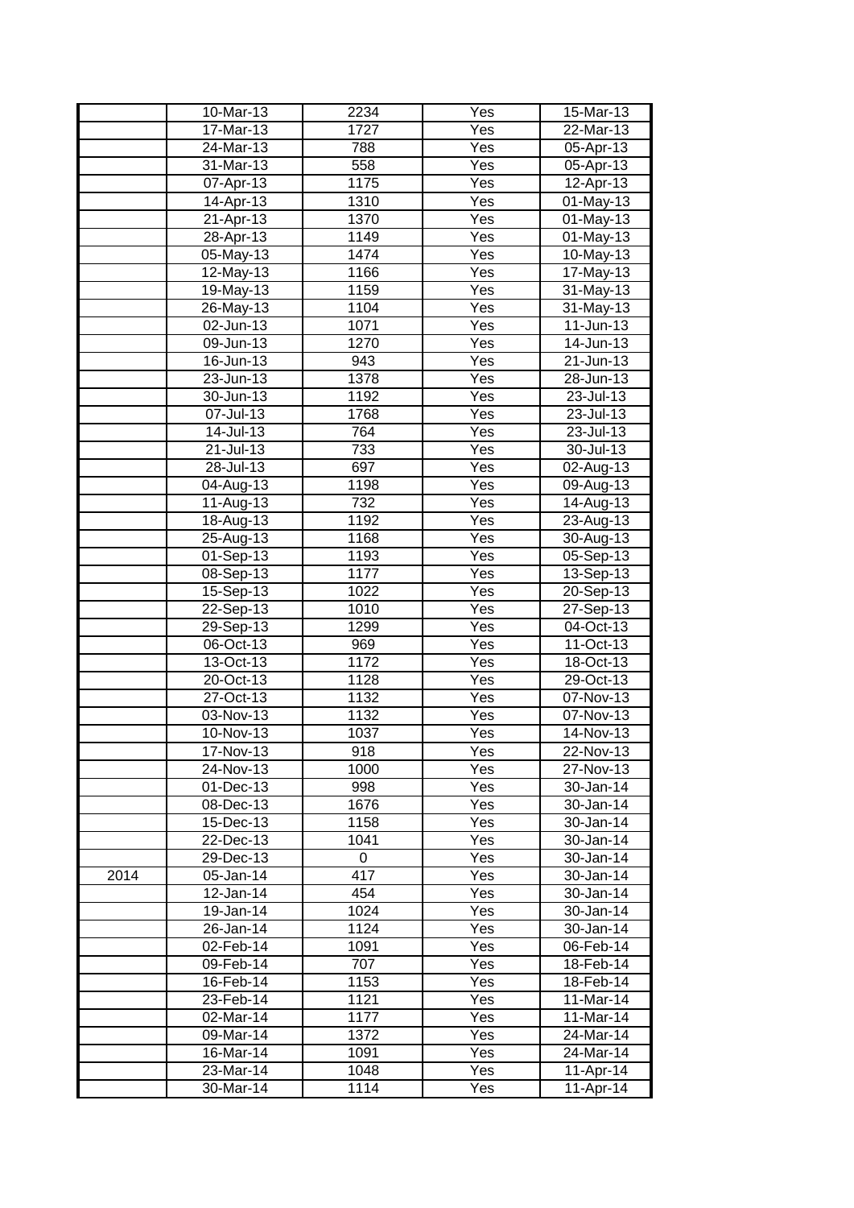| | | | | |
|---|---|---|---|---|
| | 10-Mar-13 | 2234 | Yes | 15-Mar-13 |
| | 17-Mar-13 | 1727 | Yes | 22-Mar-13 |
| | 24-Mar-13 | 788 | Yes | 05-Apr-13 |
| | 31-Mar-13 | 558 | Yes | 05-Apr-13 |
| | 07-Apr-13 | 1175 | Yes | 12-Apr-13 |
| | 14-Apr-13 | 1310 | Yes | 01-May-13 |
| | 21-Apr-13 | 1370 | Yes | 01-May-13 |
| | 28-Apr-13 | 1149 | Yes | 01-May-13 |
| | 05-May-13 | 1474 | Yes | 10-May-13 |
| | 12-May-13 | 1166 | Yes | 17-May-13 |
| | 19-May-13 | 1159 | Yes | 31-May-13 |
| | 26-May-13 | 1104 | Yes | 31-May-13 |
| | 02-Jun-13 | 1071 | Yes | 11-Jun-13 |
| | 09-Jun-13 | 1270 | Yes | 14-Jun-13 |
| | 16-Jun-13 | 943 | Yes | 21-Jun-13 |
| | 23-Jun-13 | 1378 | Yes | 28-Jun-13 |
| | 30-Jun-13 | 1192 | Yes | 23-Jul-13 |
| | 07-Jul-13 | 1768 | Yes | 23-Jul-13 |
| | 14-Jul-13 | 764 | Yes | 23-Jul-13 |
| | 21-Jul-13 | 733 | Yes | 30-Jul-13 |
| | 28-Jul-13 | 697 | Yes | 02-Aug-13 |
| | 04-Aug-13 | 1198 | Yes | 09-Aug-13 |
| | 11-Aug-13 | 732 | Yes | 14-Aug-13 |
| | 18-Aug-13 | 1192 | Yes | 23-Aug-13 |
| | 25-Aug-13 | 1168 | Yes | 30-Aug-13 |
| | 01-Sep-13 | 1193 | Yes | 05-Sep-13 |
| | 08-Sep-13 | 1177 | Yes | 13-Sep-13 |
| | 15-Sep-13 | 1022 | Yes | 20-Sep-13 |
| | 22-Sep-13 | 1010 | Yes | 27-Sep-13 |
| | 29-Sep-13 | 1299 | Yes | 04-Oct-13 |
| | 06-Oct-13 | 969 | Yes | 11-Oct-13 |
| | 13-Oct-13 | 1172 | Yes | 18-Oct-13 |
| | 20-Oct-13 | 1128 | Yes | 29-Oct-13 |
| | 27-Oct-13 | 1132 | Yes | 07-Nov-13 |
| | 03-Nov-13 | 1132 | Yes | 07-Nov-13 |
| | 10-Nov-13 | 1037 | Yes | 14-Nov-13 |
| | 17-Nov-13 | 918 | Yes | 22-Nov-13 |
| | 24-Nov-13 | 1000 | Yes | 27-Nov-13 |
| | 01-Dec-13 | 998 | Yes | 30-Jan-14 |
| | 08-Dec-13 | 1676 | Yes | 30-Jan-14 |
| | 15-Dec-13 | 1158 | Yes | 30-Jan-14 |
| | 22-Dec-13 | 1041 | Yes | 30-Jan-14 |
| | 29-Dec-13 | 0 | Yes | 30-Jan-14 |
| 2014 | 05-Jan-14 | 417 | Yes | 30-Jan-14 |
| | 12-Jan-14 | 454 | Yes | 30-Jan-14 |
| | 19-Jan-14 | 1024 | Yes | 30-Jan-14 |
| | 26-Jan-14 | 1124 | Yes | 30-Jan-14 |
| | 02-Feb-14 | 1091 | Yes | 06-Feb-14 |
| | 09-Feb-14 | 707 | Yes | 18-Feb-14 |
| | 16-Feb-14 | 1153 | Yes | 18-Feb-14 |
| | 23-Feb-14 | 1121 | Yes | 11-Mar-14 |
| | 02-Mar-14 | 1177 | Yes | 11-Mar-14 |
| | 09-Mar-14 | 1372 | Yes | 24-Mar-14 |
| | 16-Mar-14 | 1091 | Yes | 24-Mar-14 |
| | 23-Mar-14 | 1048 | Yes | 11-Apr-14 |
| | 30-Mar-14 | 1114 | Yes | 11-Apr-14 |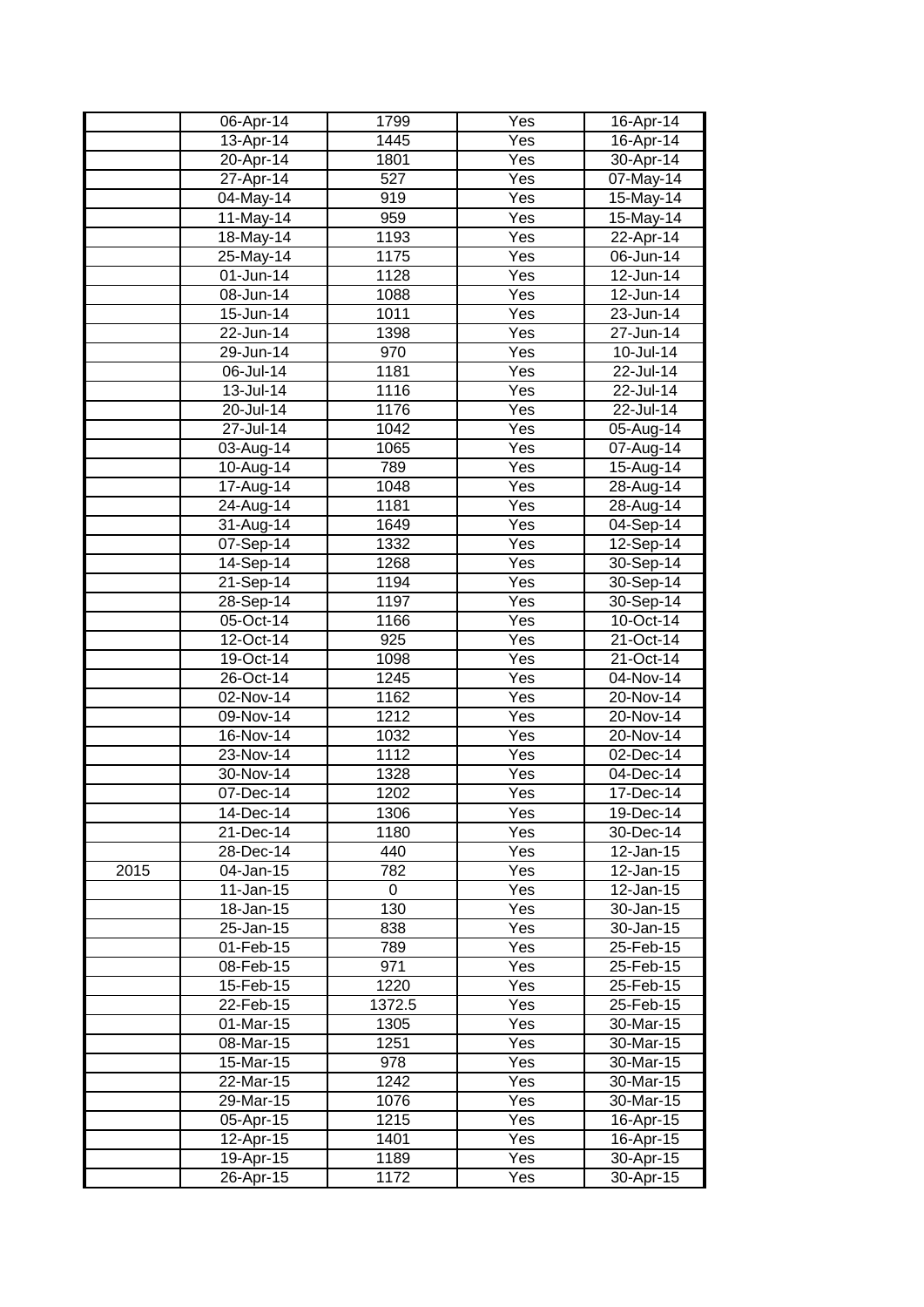| | | | | |
|---|---|---|---|---|
| | 06-Apr-14 | 1799 | Yes | 16-Apr-14 |
| | 13-Apr-14 | 1445 | Yes | 16-Apr-14 |
| | 20-Apr-14 | 1801 | Yes | 30-Apr-14 |
| | 27-Apr-14 | 527 | Yes | 07-May-14 |
| | 04-May-14 | 919 | Yes | 15-May-14 |
| | 11-May-14 | 959 | Yes | 15-May-14 |
| | 18-May-14 | 1193 | Yes | 22-Apr-14 |
| | 25-May-14 | 1175 | Yes | 06-Jun-14 |
| | 01-Jun-14 | 1128 | Yes | 12-Jun-14 |
| | 08-Jun-14 | 1088 | Yes | 12-Jun-14 |
| | 15-Jun-14 | 1011 | Yes | 23-Jun-14 |
| | 22-Jun-14 | 1398 | Yes | 27-Jun-14 |
| | 29-Jun-14 | 970 | Yes | 10-Jul-14 |
| | 06-Jul-14 | 1181 | Yes | 22-Jul-14 |
| | 13-Jul-14 | 1116 | Yes | 22-Jul-14 |
| | 20-Jul-14 | 1176 | Yes | 22-Jul-14 |
| | 27-Jul-14 | 1042 | Yes | 05-Aug-14 |
| | 03-Aug-14 | 1065 | Yes | 07-Aug-14 |
| | 10-Aug-14 | 789 | Yes | 15-Aug-14 |
| | 17-Aug-14 | 1048 | Yes | 28-Aug-14 |
| | 24-Aug-14 | 1181 | Yes | 28-Aug-14 |
| | 31-Aug-14 | 1649 | Yes | 04-Sep-14 |
| | 07-Sep-14 | 1332 | Yes | 12-Sep-14 |
| | 14-Sep-14 | 1268 | Yes | 30-Sep-14 |
| | 21-Sep-14 | 1194 | Yes | 30-Sep-14 |
| | 28-Sep-14 | 1197 | Yes | 30-Sep-14 |
| | 05-Oct-14 | 1166 | Yes | 10-Oct-14 |
| | 12-Oct-14 | 925 | Yes | 21-Oct-14 |
| | 19-Oct-14 | 1098 | Yes | 21-Oct-14 |
| | 26-Oct-14 | 1245 | Yes | 04-Nov-14 |
| | 02-Nov-14 | 1162 | Yes | 20-Nov-14 |
| | 09-Nov-14 | 1212 | Yes | 20-Nov-14 |
| | 16-Nov-14 | 1032 | Yes | 20-Nov-14 |
| | 23-Nov-14 | 1112 | Yes | 02-Dec-14 |
| | 30-Nov-14 | 1328 | Yes | 04-Dec-14 |
| | 07-Dec-14 | 1202 | Yes | 17-Dec-14 |
| | 14-Dec-14 | 1306 | Yes | 19-Dec-14 |
| | 21-Dec-14 | 1180 | Yes | 30-Dec-14 |
| | 28-Dec-14 | 440 | Yes | 12-Jan-15 |
| 2015 | 04-Jan-15 | 782 | Yes | 12-Jan-15 |
| | 11-Jan-15 | 0 | Yes | 12-Jan-15 |
| | 18-Jan-15 | 130 | Yes | 30-Jan-15 |
| | 25-Jan-15 | 838 | Yes | 30-Jan-15 |
| | 01-Feb-15 | 789 | Yes | 25-Feb-15 |
| | 08-Feb-15 | 971 | Yes | 25-Feb-15 |
| | 15-Feb-15 | 1220 | Yes | 25-Feb-15 |
| | 22-Feb-15 | 1372.5 | Yes | 25-Feb-15 |
| | 01-Mar-15 | 1305 | Yes | 30-Mar-15 |
| | 08-Mar-15 | 1251 | Yes | 30-Mar-15 |
| | 15-Mar-15 | 978 | Yes | 30-Mar-15 |
| | 22-Mar-15 | 1242 | Yes | 30-Mar-15 |
| | 29-Mar-15 | 1076 | Yes | 30-Mar-15 |
| | 05-Apr-15 | 1215 | Yes | 16-Apr-15 |
| | 12-Apr-15 | 1401 | Yes | 16-Apr-15 |
| | 19-Apr-15 | 1189 | Yes | 30-Apr-15 |
| | 26-Apr-15 | 1172 | Yes | 30-Apr-15 |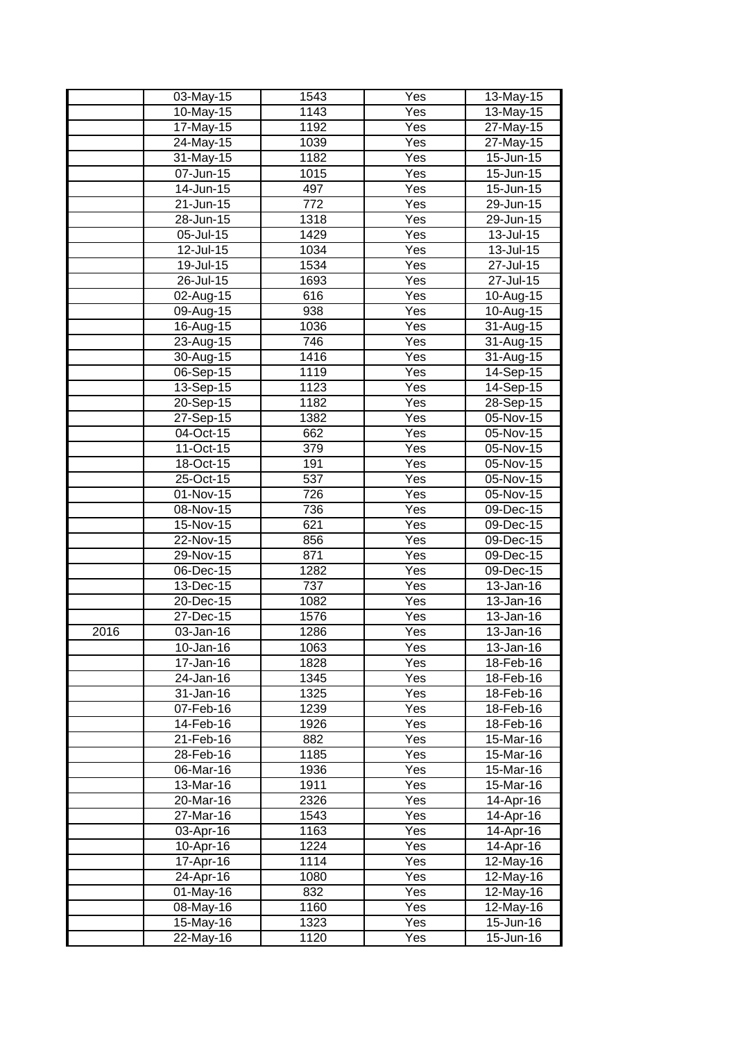| | | | | |
|---|---|---|---|---|
| | 03-May-15 | 1543 | Yes | 13-May-15 |
| | 10-May-15 | 1143 | Yes | 13-May-15 |
| | 17-May-15 | 1192 | Yes | 27-May-15 |
| | 24-May-15 | 1039 | Yes | 27-May-15 |
| | 31-May-15 | 1182 | Yes | 15-Jun-15 |
| | 07-Jun-15 | 1015 | Yes | 15-Jun-15 |
| | 14-Jun-15 | 497 | Yes | 15-Jun-15 |
| | 21-Jun-15 | 772 | Yes | 29-Jun-15 |
| | 28-Jun-15 | 1318 | Yes | 29-Jun-15 |
| | 05-Jul-15 | 1429 | Yes | 13-Jul-15 |
| | 12-Jul-15 | 1034 | Yes | 13-Jul-15 |
| | 19-Jul-15 | 1534 | Yes | 27-Jul-15 |
| | 26-Jul-15 | 1693 | Yes | 27-Jul-15 |
| | 02-Aug-15 | 616 | Yes | 10-Aug-15 |
| | 09-Aug-15 | 938 | Yes | 10-Aug-15 |
| | 16-Aug-15 | 1036 | Yes | 31-Aug-15 |
| | 23-Aug-15 | 746 | Yes | 31-Aug-15 |
| | 30-Aug-15 | 1416 | Yes | 31-Aug-15 |
| | 06-Sep-15 | 1119 | Yes | 14-Sep-15 |
| | 13-Sep-15 | 1123 | Yes | 14-Sep-15 |
| | 20-Sep-15 | 1182 | Yes | 28-Sep-15 |
| | 27-Sep-15 | 1382 | Yes | 05-Nov-15 |
| | 04-Oct-15 | 662 | Yes | 05-Nov-15 |
| | 11-Oct-15 | 379 | Yes | 05-Nov-15 |
| | 18-Oct-15 | 191 | Yes | 05-Nov-15 |
| | 25-Oct-15 | 537 | Yes | 05-Nov-15 |
| | 01-Nov-15 | 726 | Yes | 05-Nov-15 |
| | 08-Nov-15 | 736 | Yes | 09-Dec-15 |
| | 15-Nov-15 | 621 | Yes | 09-Dec-15 |
| | 22-Nov-15 | 856 | Yes | 09-Dec-15 |
| | 29-Nov-15 | 871 | Yes | 09-Dec-15 |
| | 06-Dec-15 | 1282 | Yes | 09-Dec-15 |
| | 13-Dec-15 | 737 | Yes | 13-Jan-16 |
| | 20-Dec-15 | 1082 | Yes | 13-Jan-16 |
| | 27-Dec-15 | 1576 | Yes | 13-Jan-16 |
| 2016 | 03-Jan-16 | 1286 | Yes | 13-Jan-16 |
| | 10-Jan-16 | 1063 | Yes | 13-Jan-16 |
| | 17-Jan-16 | 1828 | Yes | 18-Feb-16 |
| | 24-Jan-16 | 1345 | Yes | 18-Feb-16 |
| | 31-Jan-16 | 1325 | Yes | 18-Feb-16 |
| | 07-Feb-16 | 1239 | Yes | 18-Feb-16 |
| | 14-Feb-16 | 1926 | Yes | 18-Feb-16 |
| | 21-Feb-16 | 882 | Yes | 15-Mar-16 |
| | 28-Feb-16 | 1185 | Yes | 15-Mar-16 |
| | 06-Mar-16 | 1936 | Yes | 15-Mar-16 |
| | 13-Mar-16 | 1911 | Yes | 15-Mar-16 |
| | 20-Mar-16 | 2326 | Yes | 14-Apr-16 |
| | 27-Mar-16 | 1543 | Yes | 14-Apr-16 |
| | 03-Apr-16 | 1163 | Yes | 14-Apr-16 |
| | 10-Apr-16 | 1224 | Yes | 14-Apr-16 |
| | 17-Apr-16 | 1114 | Yes | 12-May-16 |
| | 24-Apr-16 | 1080 | Yes | 12-May-16 |
| | 01-May-16 | 832 | Yes | 12-May-16 |
| | 08-May-16 | 1160 | Yes | 12-May-16 |
| | 15-May-16 | 1323 | Yes | 15-Jun-16 |
| | 22-May-16 | 1120 | Yes | 15-Jun-16 |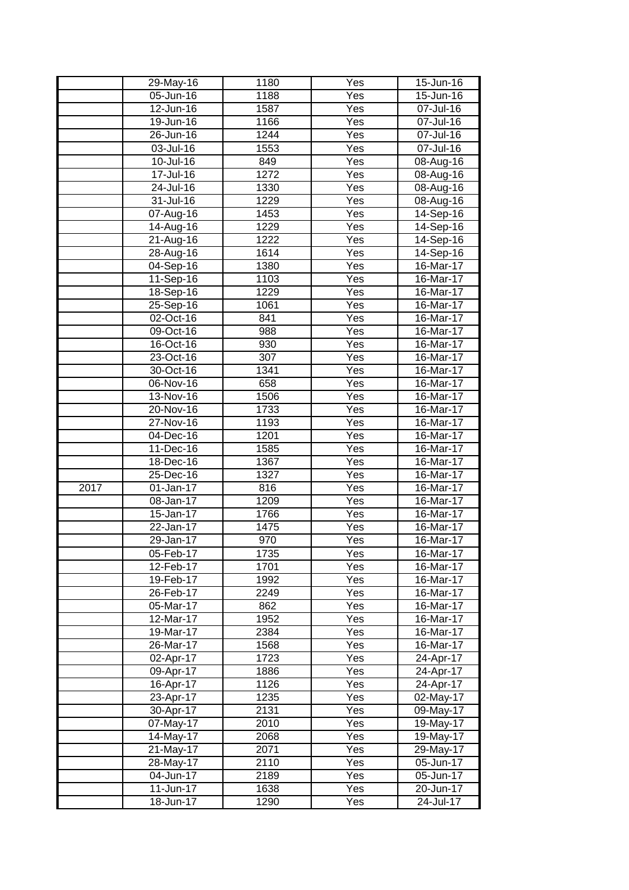| | | | | |
|---|---|---|---|---|
| | 29-May-16 | 1180 | Yes | 15-Jun-16 |
| | 05-Jun-16 | 1188 | Yes | 15-Jun-16 |
| | 12-Jun-16 | 1587 | Yes | 07-Jul-16 |
| | 19-Jun-16 | 1166 | Yes | 07-Jul-16 |
| | 26-Jun-16 | 1244 | Yes | 07-Jul-16 |
| | 03-Jul-16 | 1553 | Yes | 07-Jul-16 |
| | 10-Jul-16 | 849 | Yes | 08-Aug-16 |
| | 17-Jul-16 | 1272 | Yes | 08-Aug-16 |
| | 24-Jul-16 | 1330 | Yes | 08-Aug-16 |
| | 31-Jul-16 | 1229 | Yes | 08-Aug-16 |
| | 07-Aug-16 | 1453 | Yes | 14-Sep-16 |
| | 14-Aug-16 | 1229 | Yes | 14-Sep-16 |
| | 21-Aug-16 | 1222 | Yes | 14-Sep-16 |
| | 28-Aug-16 | 1614 | Yes | 14-Sep-16 |
| | 04-Sep-16 | 1380 | Yes | 16-Mar-17 |
| | 11-Sep-16 | 1103 | Yes | 16-Mar-17 |
| | 18-Sep-16 | 1229 | Yes | 16-Mar-17 |
| | 25-Sep-16 | 1061 | Yes | 16-Mar-17 |
| | 02-Oct-16 | 841 | Yes | 16-Mar-17 |
| | 09-Oct-16 | 988 | Yes | 16-Mar-17 |
| | 16-Oct-16 | 930 | Yes | 16-Mar-17 |
| | 23-Oct-16 | 307 | Yes | 16-Mar-17 |
| | 30-Oct-16 | 1341 | Yes | 16-Mar-17 |
| | 06-Nov-16 | 658 | Yes | 16-Mar-17 |
| | 13-Nov-16 | 1506 | Yes | 16-Mar-17 |
| | 20-Nov-16 | 1733 | Yes | 16-Mar-17 |
| | 27-Nov-16 | 1193 | Yes | 16-Mar-17 |
| | 04-Dec-16 | 1201 | Yes | 16-Mar-17 |
| | 11-Dec-16 | 1585 | Yes | 16-Mar-17 |
| | 18-Dec-16 | 1367 | Yes | 16-Mar-17 |
| | 25-Dec-16 | 1327 | Yes | 16-Mar-17 |
| 2017 | 01-Jan-17 | 816 | Yes | 16-Mar-17 |
| | 08-Jan-17 | 1209 | Yes | 16-Mar-17 |
| | 15-Jan-17 | 1766 | Yes | 16-Mar-17 |
| | 22-Jan-17 | 1475 | Yes | 16-Mar-17 |
| | 29-Jan-17 | 970 | Yes | 16-Mar-17 |
| | 05-Feb-17 | 1735 | Yes | 16-Mar-17 |
| | 12-Feb-17 | 1701 | Yes | 16-Mar-17 |
| | 19-Feb-17 | 1992 | Yes | 16-Mar-17 |
| | 26-Feb-17 | 2249 | Yes | 16-Mar-17 |
| | 05-Mar-17 | 862 | Yes | 16-Mar-17 |
| | 12-Mar-17 | 1952 | Yes | 16-Mar-17 |
| | 19-Mar-17 | 2384 | Yes | 16-Mar-17 |
| | 26-Mar-17 | 1568 | Yes | 16-Mar-17 |
| | 02-Apr-17 | 1723 | Yes | 24-Apr-17 |
| | 09-Apr-17 | 1886 | Yes | 24-Apr-17 |
| | 16-Apr-17 | 1126 | Yes | 24-Apr-17 |
| | 23-Apr-17 | 1235 | Yes | 02-May-17 |
| | 30-Apr-17 | 2131 | Yes | 09-May-17 |
| | 07-May-17 | 2010 | Yes | 19-May-17 |
| | 14-May-17 | 2068 | Yes | 19-May-17 |
| | 21-May-17 | 2071 | Yes | 29-May-17 |
| | 28-May-17 | 2110 | Yes | 05-Jun-17 |
| | 04-Jun-17 | 2189 | Yes | 05-Jun-17 |
| | 11-Jun-17 | 1638 | Yes | 20-Jun-17 |
| | 18-Jun-17 | 1290 | Yes | 24-Jul-17 |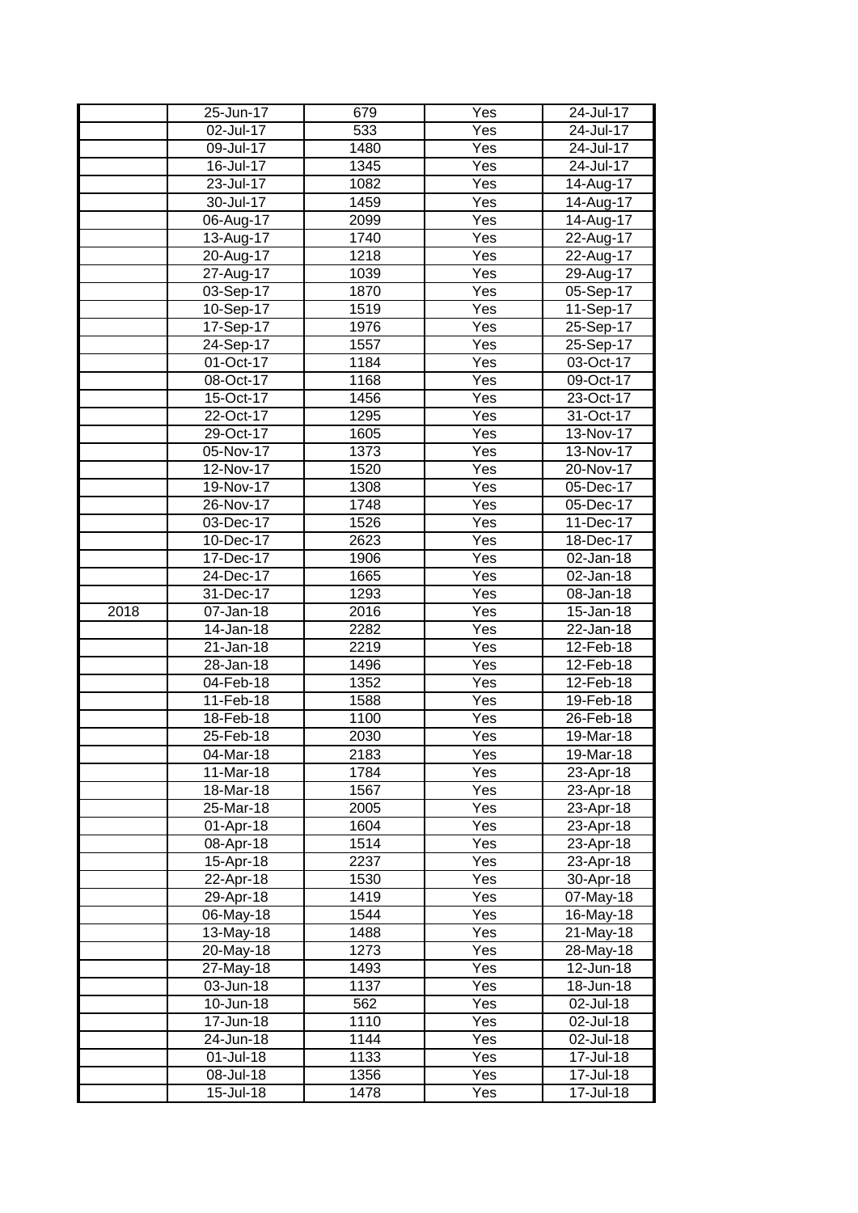| | | | | |
|---|---|---|---|---|
| | 25-Jun-17 | 679 | Yes | 24-Jul-17 |
| | 02-Jul-17 | 533 | Yes | 24-Jul-17 |
| | 09-Jul-17 | 1480 | Yes | 24-Jul-17 |
| | 16-Jul-17 | 1345 | Yes | 24-Jul-17 |
| | 23-Jul-17 | 1082 | Yes | 14-Aug-17 |
| | 30-Jul-17 | 1459 | Yes | 14-Aug-17 |
| | 06-Aug-17 | 2099 | Yes | 14-Aug-17 |
| | 13-Aug-17 | 1740 | Yes | 22-Aug-17 |
| | 20-Aug-17 | 1218 | Yes | 22-Aug-17 |
| | 27-Aug-17 | 1039 | Yes | 29-Aug-17 |
| | 03-Sep-17 | 1870 | Yes | 05-Sep-17 |
| | 10-Sep-17 | 1519 | Yes | 11-Sep-17 |
| | 17-Sep-17 | 1976 | Yes | 25-Sep-17 |
| | 24-Sep-17 | 1557 | Yes | 25-Sep-17 |
| | 01-Oct-17 | 1184 | Yes | 03-Oct-17 |
| | 08-Oct-17 | 1168 | Yes | 09-Oct-17 |
| | 15-Oct-17 | 1456 | Yes | 23-Oct-17 |
| | 22-Oct-17 | 1295 | Yes | 31-Oct-17 |
| | 29-Oct-17 | 1605 | Yes | 13-Nov-17 |
| | 05-Nov-17 | 1373 | Yes | 13-Nov-17 |
| | 12-Nov-17 | 1520 | Yes | 20-Nov-17 |
| | 19-Nov-17 | 1308 | Yes | 05-Dec-17 |
| | 26-Nov-17 | 1748 | Yes | 05-Dec-17 |
| | 03-Dec-17 | 1526 | Yes | 11-Dec-17 |
| | 10-Dec-17 | 2623 | Yes | 18-Dec-17 |
| | 17-Dec-17 | 1906 | Yes | 02-Jan-18 |
| | 24-Dec-17 | 1665 | Yes | 02-Jan-18 |
| | 31-Dec-17 | 1293 | Yes | 08-Jan-18 |
| 2018 | 07-Jan-18 | 2016 | Yes | 15-Jan-18 |
| | 14-Jan-18 | 2282 | Yes | 22-Jan-18 |
| | 21-Jan-18 | 2219 | Yes | 12-Feb-18 |
| | 28-Jan-18 | 1496 | Yes | 12-Feb-18 |
| | 04-Feb-18 | 1352 | Yes | 12-Feb-18 |
| | 11-Feb-18 | 1588 | Yes | 19-Feb-18 |
| | 18-Feb-18 | 1100 | Yes | 26-Feb-18 |
| | 25-Feb-18 | 2030 | Yes | 19-Mar-18 |
| | 04-Mar-18 | 2183 | Yes | 19-Mar-18 |
| | 11-Mar-18 | 1784 | Yes | 23-Apr-18 |
| | 18-Mar-18 | 1567 | Yes | 23-Apr-18 |
| | 25-Mar-18 | 2005 | Yes | 23-Apr-18 |
| | 01-Apr-18 | 1604 | Yes | 23-Apr-18 |
| | 08-Apr-18 | 1514 | Yes | 23-Apr-18 |
| | 15-Apr-18 | 2237 | Yes | 23-Apr-18 |
| | 22-Apr-18 | 1530 | Yes | 30-Apr-18 |
| | 29-Apr-18 | 1419 | Yes | 07-May-18 |
| | 06-May-18 | 1544 | Yes | 16-May-18 |
| | 13-May-18 | 1488 | Yes | 21-May-18 |
| | 20-May-18 | 1273 | Yes | 28-May-18 |
| | 27-May-18 | 1493 | Yes | 12-Jun-18 |
| | 03-Jun-18 | 1137 | Yes | 18-Jun-18 |
| | 10-Jun-18 | 562 | Yes | 02-Jul-18 |
| | 17-Jun-18 | 1110 | Yes | 02-Jul-18 |
| | 24-Jun-18 | 1144 | Yes | 02-Jul-18 |
| | 01-Jul-18 | 1133 | Yes | 17-Jul-18 |
| | 08-Jul-18 | 1356 | Yes | 17-Jul-18 |
| | 15-Jul-18 | 1478 | Yes | 17-Jul-18 |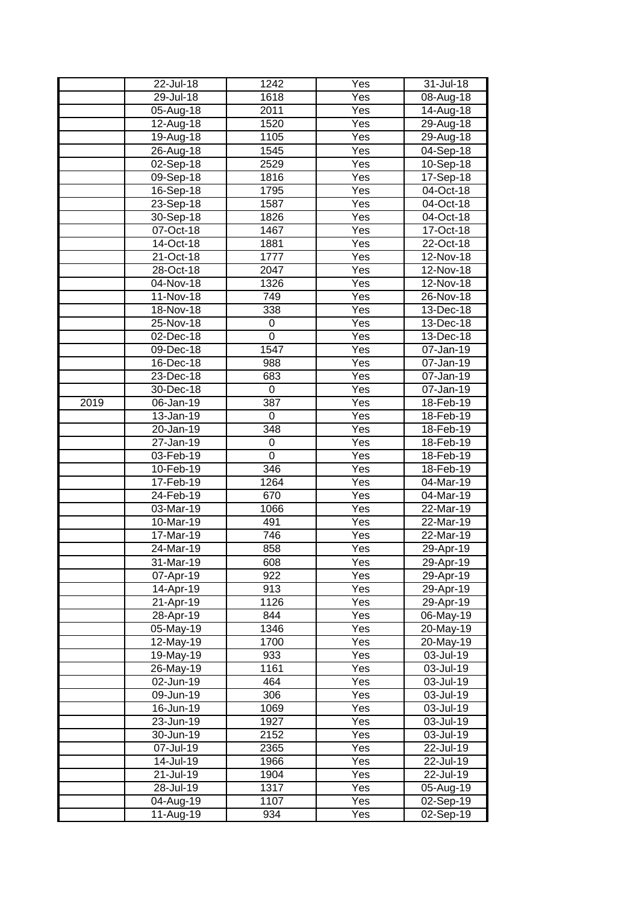| | | | | |
|---|---|---|---|---|
| | 22-Jul-18 | 1242 | Yes | 31-Jul-18 |
| | 29-Jul-18 | 1618 | Yes | 08-Aug-18 |
| | 05-Aug-18 | 2011 | Yes | 14-Aug-18 |
| | 12-Aug-18 | 1520 | Yes | 29-Aug-18 |
| | 19-Aug-18 | 1105 | Yes | 29-Aug-18 |
| | 26-Aug-18 | 1545 | Yes | 04-Sep-18 |
| | 02-Sep-18 | 2529 | Yes | 10-Sep-18 |
| | 09-Sep-18 | 1816 | Yes | 17-Sep-18 |
| | 16-Sep-18 | 1795 | Yes | 04-Oct-18 |
| | 23-Sep-18 | 1587 | Yes | 04-Oct-18 |
| | 30-Sep-18 | 1826 | Yes | 04-Oct-18 |
| | 07-Oct-18 | 1467 | Yes | 17-Oct-18 |
| | 14-Oct-18 | 1881 | Yes | 22-Oct-18 |
| | 21-Oct-18 | 1777 | Yes | 12-Nov-18 |
| | 28-Oct-18 | 2047 | Yes | 12-Nov-18 |
| | 04-Nov-18 | 1326 | Yes | 12-Nov-18 |
| | 11-Nov-18 | 749 | Yes | 26-Nov-18 |
| | 18-Nov-18 | 338 | Yes | 13-Dec-18 |
| | 25-Nov-18 | 0 | Yes | 13-Dec-18 |
| | 02-Dec-18 | 0 | Yes | 13-Dec-18 |
| | 09-Dec-18 | 1547 | Yes | 07-Jan-19 |
| | 16-Dec-18 | 988 | Yes | 07-Jan-19 |
| | 23-Dec-18 | 683 | Yes | 07-Jan-19 |
| | 30-Dec-18 | 0 | Yes | 07-Jan-19 |
| 2019 | 06-Jan-19 | 387 | Yes | 18-Feb-19 |
| | 13-Jan-19 | 0 | Yes | 18-Feb-19 |
| | 20-Jan-19 | 348 | Yes | 18-Feb-19 |
| | 27-Jan-19 | 0 | Yes | 18-Feb-19 |
| | 03-Feb-19 | 0 | Yes | 18-Feb-19 |
| | 10-Feb-19 | 346 | Yes | 18-Feb-19 |
| | 17-Feb-19 | 1264 | Yes | 04-Mar-19 |
| | 24-Feb-19 | 670 | Yes | 04-Mar-19 |
| | 03-Mar-19 | 1066 | Yes | 22-Mar-19 |
| | 10-Mar-19 | 491 | Yes | 22-Mar-19 |
| | 17-Mar-19 | 746 | Yes | 22-Mar-19 |
| | 24-Mar-19 | 858 | Yes | 29-Apr-19 |
| | 31-Mar-19 | 608 | Yes | 29-Apr-19 |
| | 07-Apr-19 | 922 | Yes | 29-Apr-19 |
| | 14-Apr-19 | 913 | Yes | 29-Apr-19 |
| | 21-Apr-19 | 1126 | Yes | 29-Apr-19 |
| | 28-Apr-19 | 844 | Yes | 06-May-19 |
| | 05-May-19 | 1346 | Yes | 20-May-19 |
| | 12-May-19 | 1700 | Yes | 20-May-19 |
| | 19-May-19 | 933 | Yes | 03-Jul-19 |
| | 26-May-19 | 1161 | Yes | 03-Jul-19 |
| | 02-Jun-19 | 464 | Yes | 03-Jul-19 |
| | 09-Jun-19 | 306 | Yes | 03-Jul-19 |
| | 16-Jun-19 | 1069 | Yes | 03-Jul-19 |
| | 23-Jun-19 | 1927 | Yes | 03-Jul-19 |
| | 30-Jun-19 | 2152 | Yes | 03-Jul-19 |
| | 07-Jul-19 | 2365 | Yes | 22-Jul-19 |
| | 14-Jul-19 | 1966 | Yes | 22-Jul-19 |
| | 21-Jul-19 | 1904 | Yes | 22-Jul-19 |
| | 28-Jul-19 | 1317 | Yes | 05-Aug-19 |
| | 04-Aug-19 | 1107 | Yes | 02-Sep-19 |
| | 11-Aug-19 | 934 | Yes | 02-Sep-19 |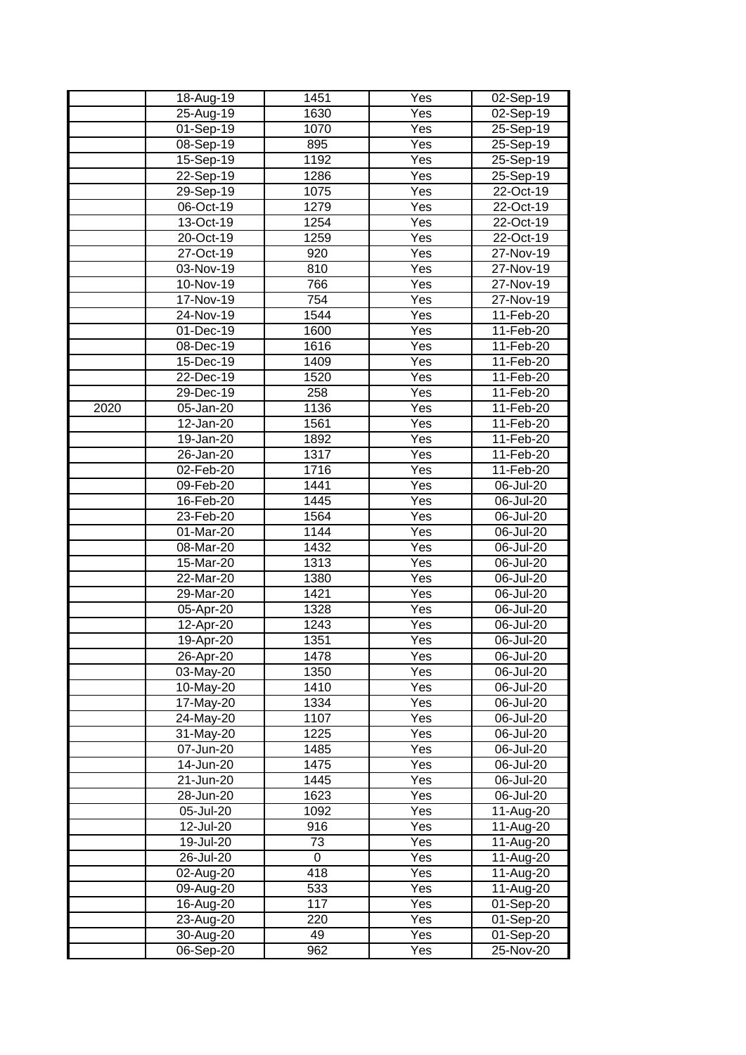| | | | | |
|---|---|---|---|---|
| | 18-Aug-19 | 1451 | Yes | 02-Sep-19 |
| | 25-Aug-19 | 1630 | Yes | 02-Sep-19 |
| | 01-Sep-19 | 1070 | Yes | 25-Sep-19 |
| | 08-Sep-19 | 895 | Yes | 25-Sep-19 |
| | 15-Sep-19 | 1192 | Yes | 25-Sep-19 |
| | 22-Sep-19 | 1286 | Yes | 25-Sep-19 |
| | 29-Sep-19 | 1075 | Yes | 22-Oct-19 |
| | 06-Oct-19 | 1279 | Yes | 22-Oct-19 |
| | 13-Oct-19 | 1254 | Yes | 22-Oct-19 |
| | 20-Oct-19 | 1259 | Yes | 22-Oct-19 |
| | 27-Oct-19 | 920 | Yes | 27-Nov-19 |
| | 03-Nov-19 | 810 | Yes | 27-Nov-19 |
| | 10-Nov-19 | 766 | Yes | 27-Nov-19 |
| | 17-Nov-19 | 754 | Yes | 27-Nov-19 |
| | 24-Nov-19 | 1544 | Yes | 11-Feb-20 |
| | 01-Dec-19 | 1600 | Yes | 11-Feb-20 |
| | 08-Dec-19 | 1616 | Yes | 11-Feb-20 |
| | 15-Dec-19 | 1409 | Yes | 11-Feb-20 |
| | 22-Dec-19 | 1520 | Yes | 11-Feb-20 |
| | 29-Dec-19 | 258 | Yes | 11-Feb-20 |
| 2020 | 05-Jan-20 | 1136 | Yes | 11-Feb-20 |
| | 12-Jan-20 | 1561 | Yes | 11-Feb-20 |
| | 19-Jan-20 | 1892 | Yes | 11-Feb-20 |
| | 26-Jan-20 | 1317 | Yes | 11-Feb-20 |
| | 02-Feb-20 | 1716 | Yes | 11-Feb-20 |
| | 09-Feb-20 | 1441 | Yes | 06-Jul-20 |
| | 16-Feb-20 | 1445 | Yes | 06-Jul-20 |
| | 23-Feb-20 | 1564 | Yes | 06-Jul-20 |
| | 01-Mar-20 | 1144 | Yes | 06-Jul-20 |
| | 08-Mar-20 | 1432 | Yes | 06-Jul-20 |
| | 15-Mar-20 | 1313 | Yes | 06-Jul-20 |
| | 22-Mar-20 | 1380 | Yes | 06-Jul-20 |
| | 29-Mar-20 | 1421 | Yes | 06-Jul-20 |
| | 05-Apr-20 | 1328 | Yes | 06-Jul-20 |
| | 12-Apr-20 | 1243 | Yes | 06-Jul-20 |
| | 19-Apr-20 | 1351 | Yes | 06-Jul-20 |
| | 26-Apr-20 | 1478 | Yes | 06-Jul-20 |
| | 03-May-20 | 1350 | Yes | 06-Jul-20 |
| | 10-May-20 | 1410 | Yes | 06-Jul-20 |
| | 17-May-20 | 1334 | Yes | 06-Jul-20 |
| | 24-May-20 | 1107 | Yes | 06-Jul-20 |
| | 31-May-20 | 1225 | Yes | 06-Jul-20 |
| | 07-Jun-20 | 1485 | Yes | 06-Jul-20 |
| | 14-Jun-20 | 1475 | Yes | 06-Jul-20 |
| | 21-Jun-20 | 1445 | Yes | 06-Jul-20 |
| | 28-Jun-20 | 1623 | Yes | 06-Jul-20 |
| | 05-Jul-20 | 1092 | Yes | 11-Aug-20 |
| | 12-Jul-20 | 916 | Yes | 11-Aug-20 |
| | 19-Jul-20 | 73 | Yes | 11-Aug-20 |
| | 26-Jul-20 | 0 | Yes | 11-Aug-20 |
| | 02-Aug-20 | 418 | Yes | 11-Aug-20 |
| | 09-Aug-20 | 533 | Yes | 11-Aug-20 |
| | 16-Aug-20 | 117 | Yes | 01-Sep-20 |
| | 23-Aug-20 | 220 | Yes | 01-Sep-20 |
| | 30-Aug-20 | 49 | Yes | 01-Sep-20 |
| | 06-Sep-20 | 962 | Yes | 25-Nov-20 |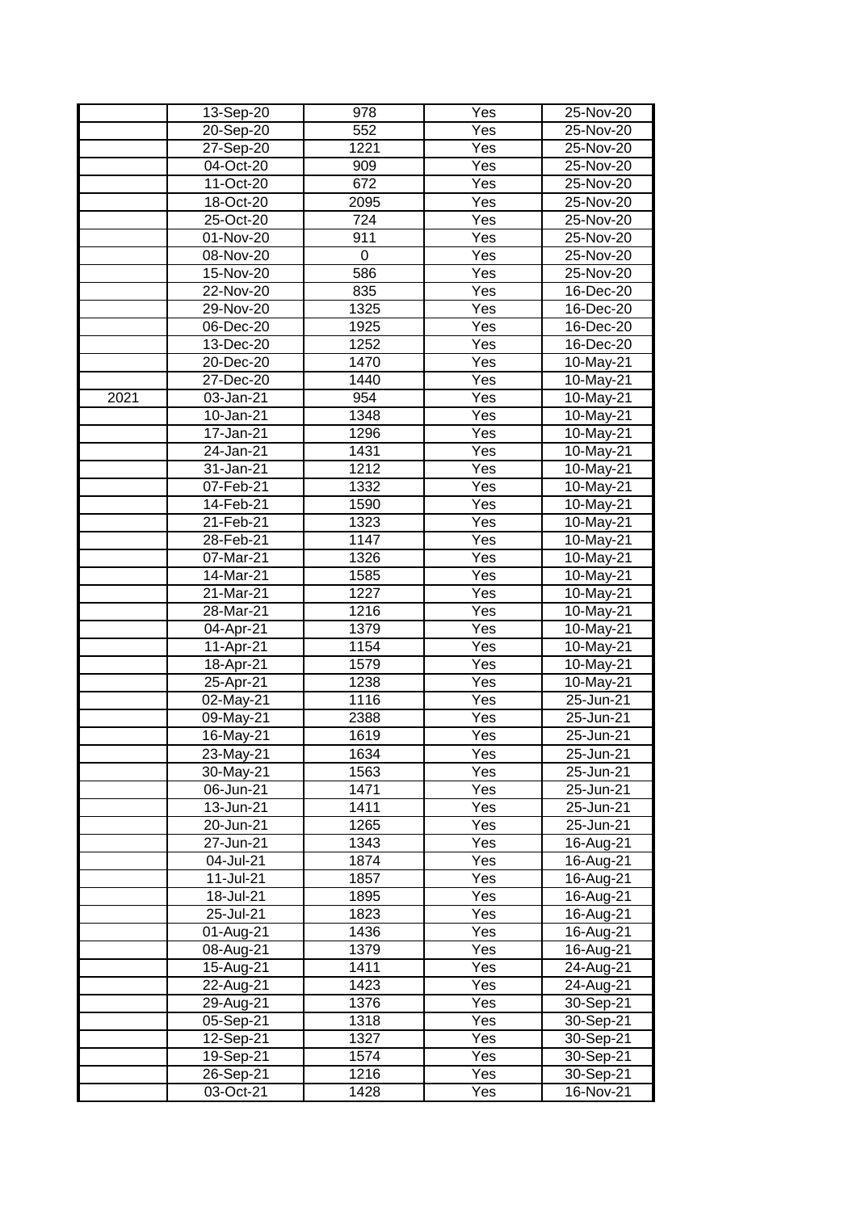| | | | | |
|---|---|---|---|---|
| | 13-Sep-20 | 978 | Yes | 25-Nov-20 |
| | 20-Sep-20 | 552 | Yes | 25-Nov-20 |
| | 27-Sep-20 | 1221 | Yes | 25-Nov-20 |
| | 04-Oct-20 | 909 | Yes | 25-Nov-20 |
| | 11-Oct-20 | 672 | Yes | 25-Nov-20 |
| | 18-Oct-20 | 2095 | Yes | 25-Nov-20 |
| | 25-Oct-20 | 724 | Yes | 25-Nov-20 |
| | 01-Nov-20 | 911 | Yes | 25-Nov-20 |
| | 08-Nov-20 | 0 | Yes | 25-Nov-20 |
| | 15-Nov-20 | 586 | Yes | 25-Nov-20 |
| | 22-Nov-20 | 835 | Yes | 16-Dec-20 |
| | 29-Nov-20 | 1325 | Yes | 16-Dec-20 |
| | 06-Dec-20 | 1925 | Yes | 16-Dec-20 |
| | 13-Dec-20 | 1252 | Yes | 16-Dec-20 |
| | 20-Dec-20 | 1470 | Yes | 10-May-21 |
| | 27-Dec-20 | 1440 | Yes | 10-May-21 |
| 2021 | 03-Jan-21 | 954 | Yes | 10-May-21 |
| | 10-Jan-21 | 1348 | Yes | 10-May-21 |
| | 17-Jan-21 | 1296 | Yes | 10-May-21 |
| | 24-Jan-21 | 1431 | Yes | 10-May-21 |
| | 31-Jan-21 | 1212 | Yes | 10-May-21 |
| | 07-Feb-21 | 1332 | Yes | 10-May-21 |
| | 14-Feb-21 | 1590 | Yes | 10-May-21 |
| | 21-Feb-21 | 1323 | Yes | 10-May-21 |
| | 28-Feb-21 | 1147 | Yes | 10-May-21 |
| | 07-Mar-21 | 1326 | Yes | 10-May-21 |
| | 14-Mar-21 | 1585 | Yes | 10-May-21 |
| | 21-Mar-21 | 1227 | Yes | 10-May-21 |
| | 28-Mar-21 | 1216 | Yes | 10-May-21 |
| | 04-Apr-21 | 1379 | Yes | 10-May-21 |
| | 11-Apr-21 | 1154 | Yes | 10-May-21 |
| | 18-Apr-21 | 1579 | Yes | 10-May-21 |
| | 25-Apr-21 | 1238 | Yes | 10-May-21 |
| | 02-May-21 | 1116 | Yes | 25-Jun-21 |
| | 09-May-21 | 2388 | Yes | 25-Jun-21 |
| | 16-May-21 | 1619 | Yes | 25-Jun-21 |
| | 23-May-21 | 1634 | Yes | 25-Jun-21 |
| | 30-May-21 | 1563 | Yes | 25-Jun-21 |
| | 06-Jun-21 | 1471 | Yes | 25-Jun-21 |
| | 13-Jun-21 | 1411 | Yes | 25-Jun-21 |
| | 20-Jun-21 | 1265 | Yes | 25-Jun-21 |
| | 27-Jun-21 | 1343 | Yes | 16-Aug-21 |
| | 04-Jul-21 | 1874 | Yes | 16-Aug-21 |
| | 11-Jul-21 | 1857 | Yes | 16-Aug-21 |
| | 18-Jul-21 | 1895 | Yes | 16-Aug-21 |
| | 25-Jul-21 | 1823 | Yes | 16-Aug-21 |
| | 01-Aug-21 | 1436 | Yes | 16-Aug-21 |
| | 08-Aug-21 | 1379 | Yes | 16-Aug-21 |
| | 15-Aug-21 | 1411 | Yes | 24-Aug-21 |
| | 22-Aug-21 | 1423 | Yes | 24-Aug-21 |
| | 29-Aug-21 | 1376 | Yes | 30-Sep-21 |
| | 05-Sep-21 | 1318 | Yes | 30-Sep-21 |
| | 12-Sep-21 | 1327 | Yes | 30-Sep-21 |
| | 19-Sep-21 | 1574 | Yes | 30-Sep-21 |
| | 26-Sep-21 | 1216 | Yes | 30-Sep-21 |
| | 03-Oct-21 | 1428 | Yes | 16-Nov-21 |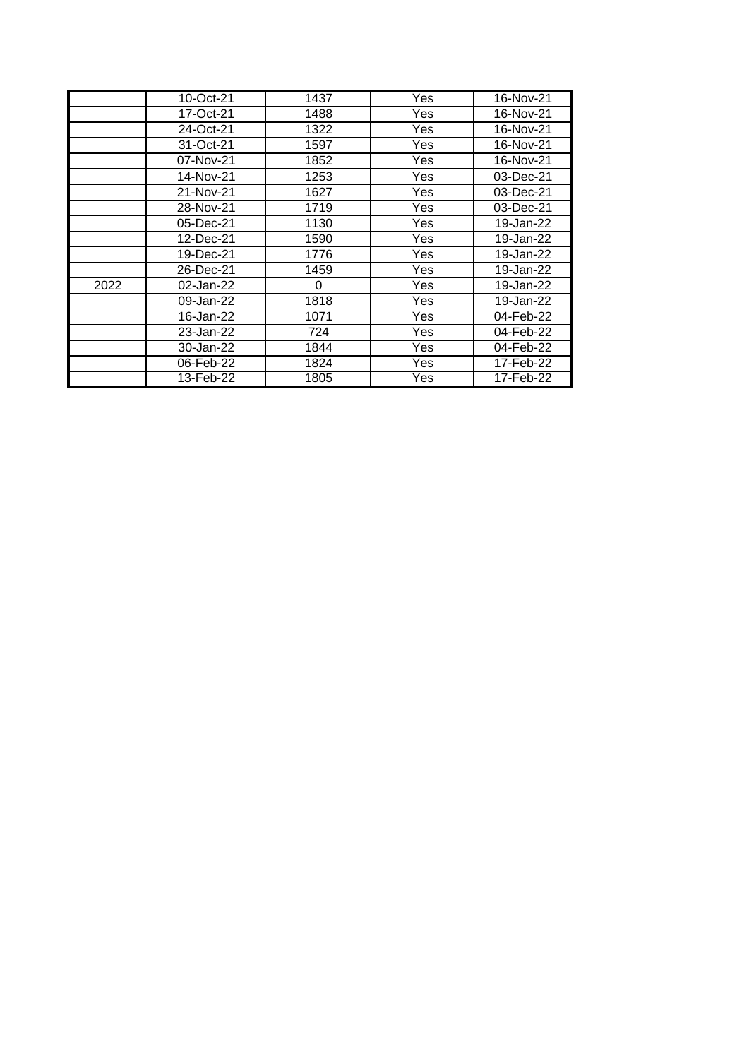| | | | | |
|---|---|---|---|---|
| | 10-Oct-21 | 1437 | Yes | 16-Nov-21 |
| | 17-Oct-21 | 1488 | Yes | 16-Nov-21 |
| | 24-Oct-21 | 1322 | Yes | 16-Nov-21 |
| | 31-Oct-21 | 1597 | Yes | 16-Nov-21 |
| | 07-Nov-21 | 1852 | Yes | 16-Nov-21 |
| | 14-Nov-21 | 1253 | Yes | 03-Dec-21 |
| | 21-Nov-21 | 1627 | Yes | 03-Dec-21 |
| | 28-Nov-21 | 1719 | Yes | 03-Dec-21 |
| | 05-Dec-21 | 1130 | Yes | 19-Jan-22 |
| | 12-Dec-21 | 1590 | Yes | 19-Jan-22 |
| | 19-Dec-21 | 1776 | Yes | 19-Jan-22 |
| | 26-Dec-21 | 1459 | Yes | 19-Jan-22 |
| 2022 | 02-Jan-22 | 0 | Yes | 19-Jan-22 |
| | 09-Jan-22 | 1818 | Yes | 19-Jan-22 |
| | 16-Jan-22 | 1071 | Yes | 04-Feb-22 |
| | 23-Jan-22 | 724 | Yes | 04-Feb-22 |
| | 30-Jan-22 | 1844 | Yes | 04-Feb-22 |
| | 06-Feb-22 | 1824 | Yes | 17-Feb-22 |
| | 13-Feb-22 | 1805 | Yes | 17-Feb-22 |